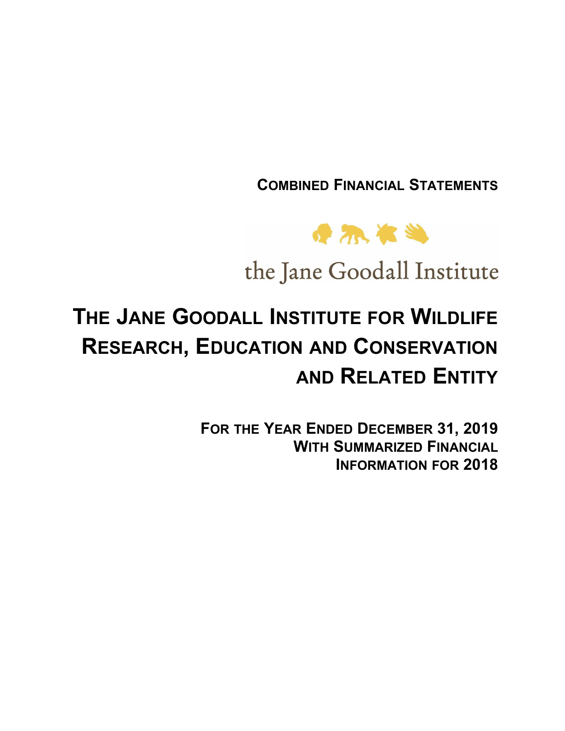**COMBINED FINANCIAL STATEMENTS**

the Jane Goodall Institute

# THE JANE GOODALL INSTITUTE FOR WILDLIFE RESEARCH, EDUCATION AND CONSERVATION AND RELATED ENTITY

**FOR THE YEAR ENDED DECEMBER 31, 2019**
**WITH SUMMARIZED FINANCIAL INFORMATION FOR 2018**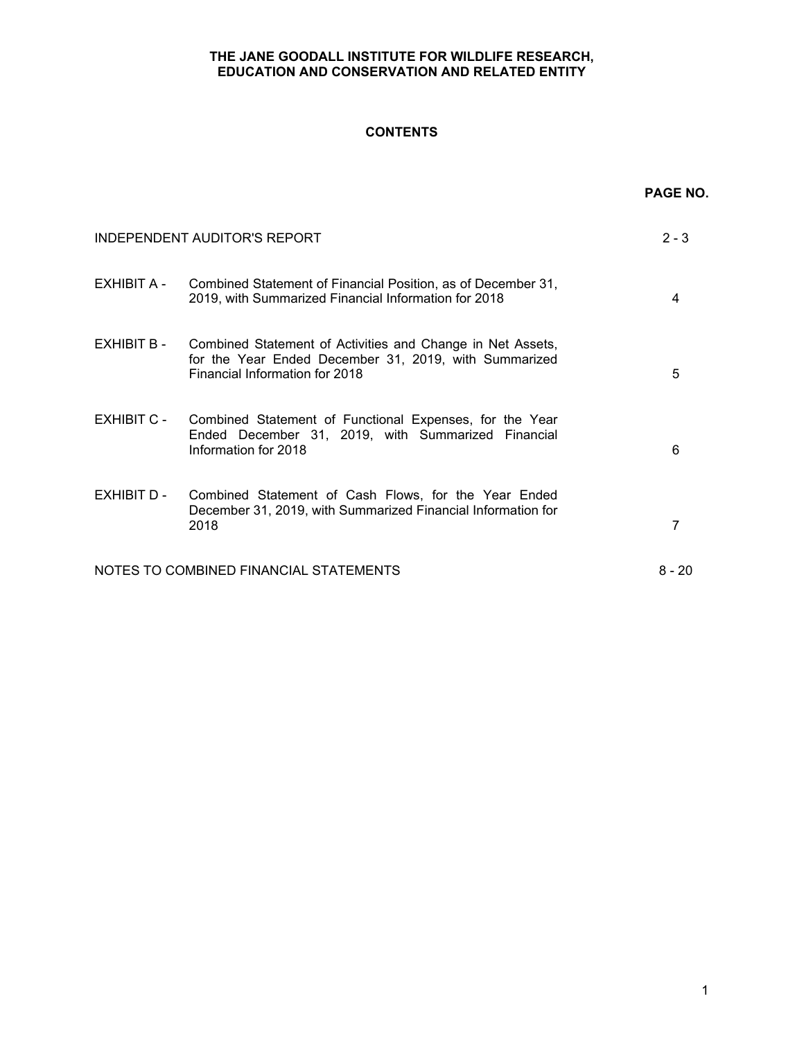# THE JANE GOODALL INSTITUTE FOR WILDLIFE RESEARCH, EDUCATION AND CONSERVATION AND RELATED ENTITY

## CONTENTS

| | | PAGE NO. |
|---|---|---|
| INDEPENDENT AUDITOR'S REPORT | | 2 - 3 |
| EXHIBIT A - | Combined Statement of Financial Position, as of December 31, 2019, with Summarized Financial Information for 2018 | 4 |
| EXHIBIT B - | Combined Statement of Activities and Change in Net Assets, for the Year Ended December 31, 2019, with Summarized Financial Information for 2018 | 5 |
| EXHIBIT C - | Combined Statement of Functional Expenses, for the Year Ended December 31, 2019, with Summarized Financial Information for 2018 | 6 |
| EXHIBIT D - | Combined Statement of Cash Flows, for the Year Ended December 31, 2019, with Summarized Financial Information for 2018 | 7 |
| NOTES TO COMBINED FINANCIAL STATEMENTS | | 8 - 20 |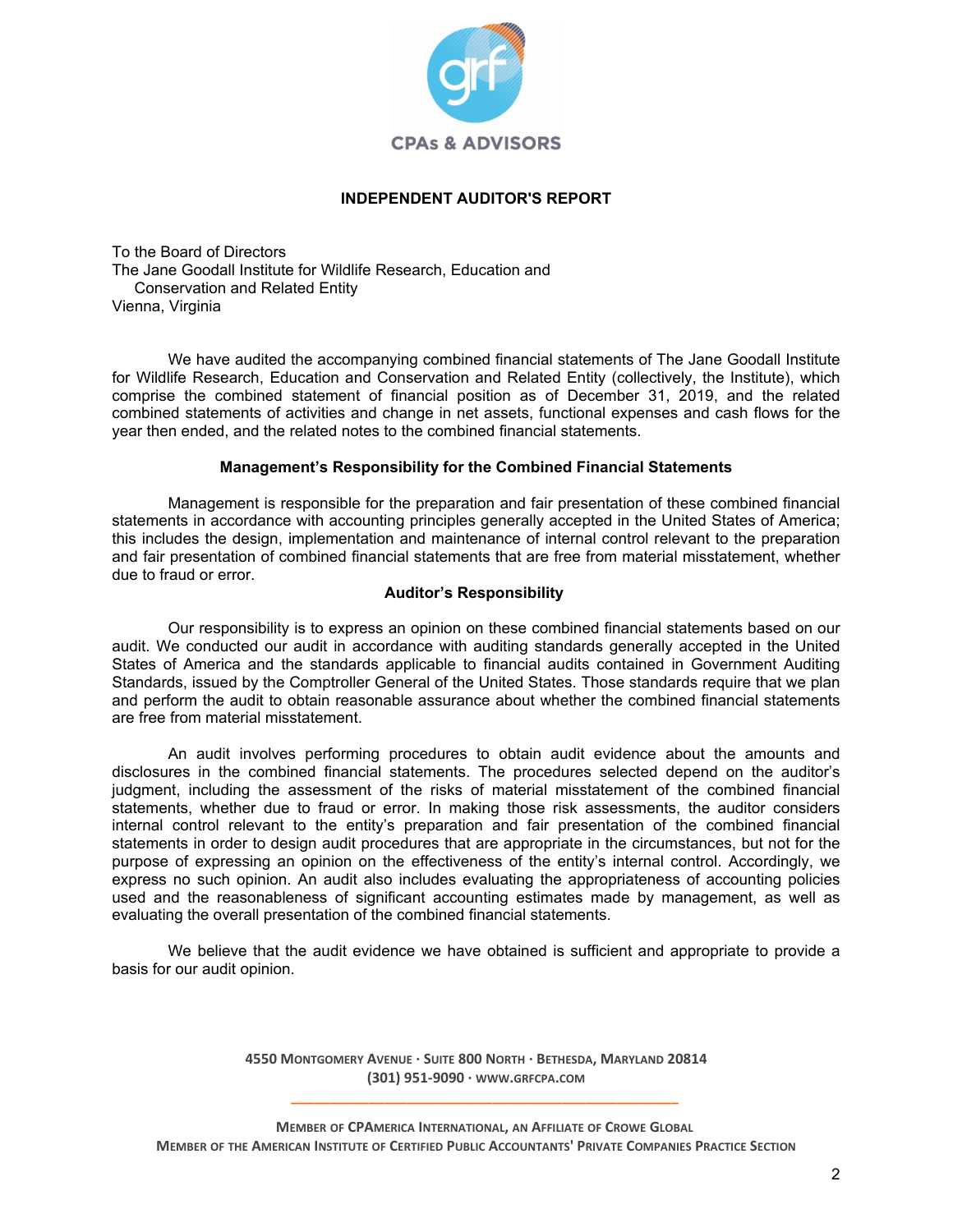CPAs & ADVISORS

# INDEPENDENT AUDITOR'S REPORT

To the Board of Directors
The Jane Goodall Institute for Wildlife Research, Education and Conservation and Related Entity
Vienna, Virginia

We have audited the accompanying combined financial statements of The Jane Goodall Institute for Wildlife Research, Education and Conservation and Related Entity (collectively, the Institute), which comprise the combined statement of financial position as of December 31, 2019, and the related combined statements of activities and change in net assets, functional expenses and cash flows for the year then ended, and the related notes to the combined financial statements.

## Management's Responsibility for the Combined Financial Statements

Management is responsible for the preparation and fair presentation of these combined financial statements in accordance with accounting principles generally accepted in the United States of America; this includes the design, implementation and maintenance of internal control relevant to the preparation and fair presentation of combined financial statements that are free from material misstatement, whether due to fraud or error.

## Auditor's Responsibility

Our responsibility is to express an opinion on these combined financial statements based on our audit. We conducted our audit in accordance with auditing standards generally accepted in the United States of America and the standards applicable to financial audits contained in Government Auditing Standards, issued by the Comptroller General of the United States. Those standards require that we plan and perform the audit to obtain reasonable assurance about whether the combined financial statements are free from material misstatement.

An audit involves performing procedures to obtain audit evidence about the amounts and disclosures in the combined financial statements. The procedures selected depend on the auditor's judgment, including the assessment of the risks of material misstatement of the combined financial statements, whether due to fraud or error. In making those risk assessments, the auditor considers internal control relevant to the entity's preparation and fair presentation of the combined financial statements in order to design audit procedures that are appropriate in the circumstances, but not for the purpose of expressing an opinion on the effectiveness of the entity's internal control. Accordingly, we express no such opinion. An audit also includes evaluating the appropriateness of accounting policies used and the reasonableness of significant accounting estimates made by management, as well as evaluating the overall presentation of the combined financial statements.

We believe that the audit evidence we have obtained is sufficient and appropriate to provide a basis for our audit opinion.

4550 MONTGOMERY AVENUE · SUITE 800 NORTH · BETHESDA, MARYLAND 20814
(301) 951-9090 · WWW.GRFCPA.COM

MEMBER OF CPAMERICA INTERNATIONAL, AN AFFILIATE OF CROWE GLOBAL
MEMBER OF THE AMERICAN INSTITUTE OF CERTIFIED PUBLIC ACCOUNTANTS' PRIVATE COMPANIES PRACTICE SECTION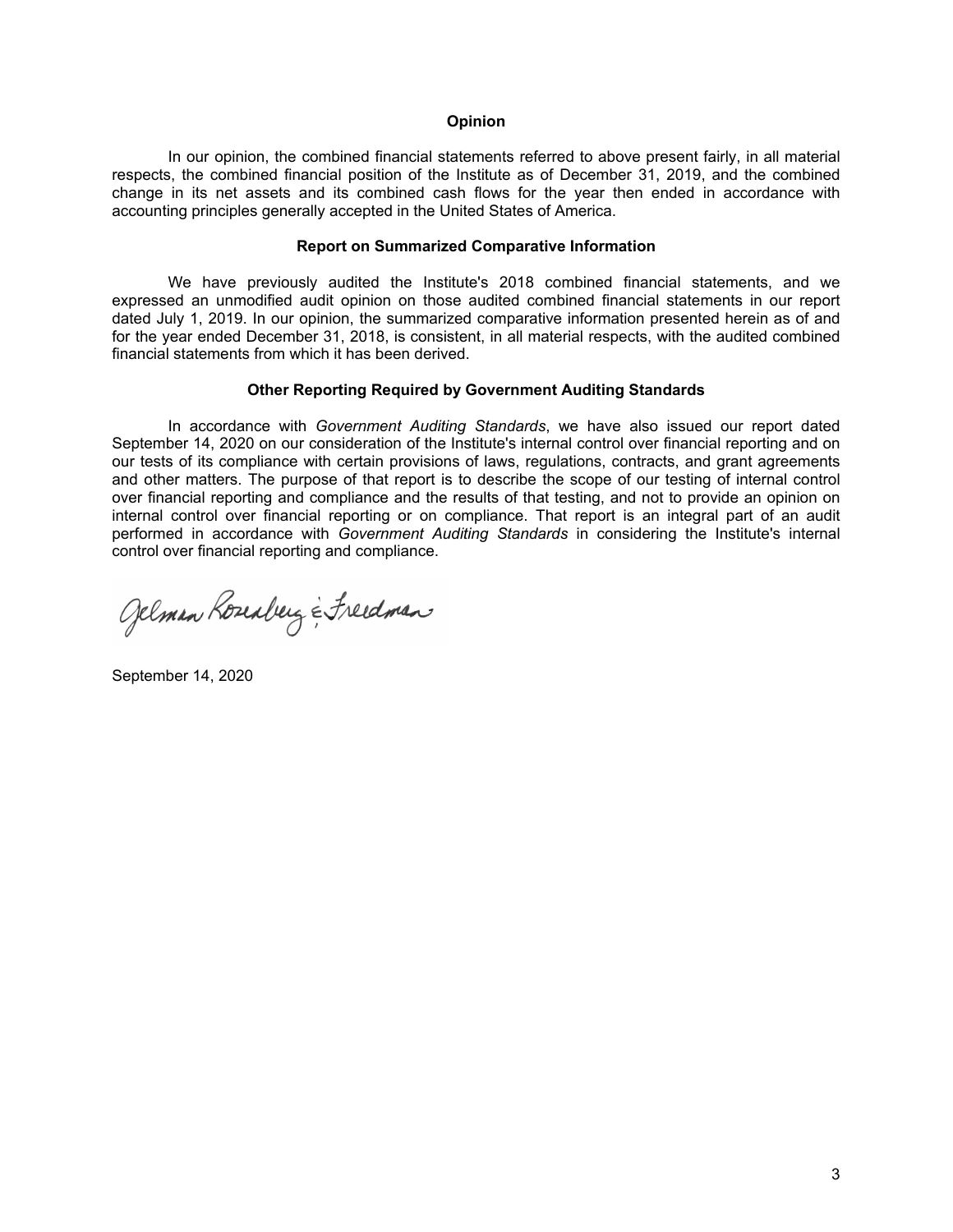## Opinion

In our opinion, the combined financial statements referred to above present fairly, in all material respects, the combined financial position of the Institute as of December 31, 2019, and the combined change in its net assets and its combined cash flows for the year then ended in accordance with accounting principles generally accepted in the United States of America.

## Report on Summarized Comparative Information

We have previously audited the Institute's 2018 combined financial statements, and we expressed an unmodified audit opinion on those audited combined financial statements in our report dated July 1, 2019. In our opinion, the summarized comparative information presented herein as of and for the year ended December 31, 2018, is consistent, in all material respects, with the audited combined financial statements from which it has been derived.

## Other Reporting Required by Government Auditing Standards

In accordance with *Government Auditing Standards*, we have also issued our report dated September 14, 2020 on our consideration of the Institute's internal control over financial reporting and on our tests of its compliance with certain provisions of laws, regulations, contracts, and grant agreements and other matters. The purpose of that report is to describe the scope of our testing of internal control over financial reporting and compliance and the results of that testing, and not to provide an opinion on internal control over financial reporting or on compliance. That report is an integral part of an audit performed in accordance with *Government Auditing Standards* in considering the Institute's internal control over financial reporting and compliance.

Gelman Rosenberg & Freedman

September 14, 2020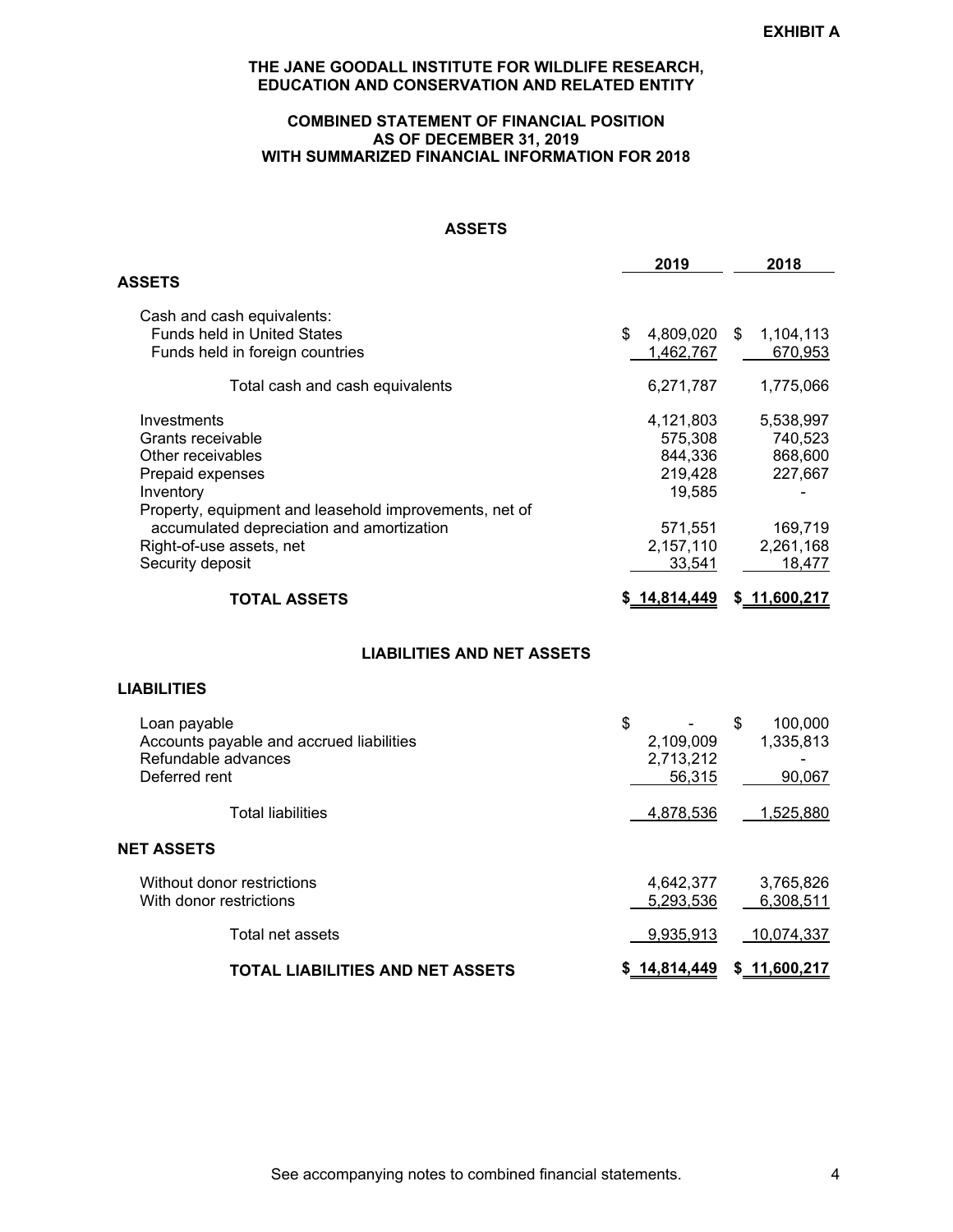**EXHIBIT A**

# THE JANE GOODALL INSTITUTE FOR WILDLIFE RESEARCH, EDUCATION AND CONSERVATION AND RELATED ENTITY

## COMBINED STATEMENT OF FINANCIAL POSITION AS OF DECEMBER 31, 2019 WITH SUMMARIZED FINANCIAL INFORMATION FOR 2018

### ASSETS

| | 2019 | 2018 |
|---|---|---|
| **ASSETS** | | |
| Cash and cash equivalents: | | |
| Funds held in United States | $ 4,809,020 | $ 1,104,113 |
| Funds held in foreign countries | 1,462,767 | 670,953 |
| Total cash and cash equivalents | 6,271,787 | 1,775,066 |
| Investments | 4,121,803 | 5,538,997 |
| Grants receivable | 575,308 | 740,523 |
| Other receivables | 844,336 | 868,600 |
| Prepaid expenses | 219,428 | 227,667 |
| Inventory | 19,585 | - |
| Property, equipment and leasehold improvements, net of accumulated depreciation and amortization | 571,551 | 169,719 |
| Right-of-use assets, net | 2,157,110 | 2,261,168 |
| Security deposit | 33,541 | 18,477 |
| **TOTAL ASSETS** | **$ 14,814,449** | **$ 11,600,217** |

### LIABILITIES AND NET ASSETS

| | 2019 | 2018 |
|---|---|---|
| **LIABILITIES** | | |
| Loan payable | $ - | $ 100,000 |
| Accounts payable and accrued liabilities | 2,109,009 | 1,335,813 |
| Refundable advances | 2,713,212 | - |
| Deferred rent | 56,315 | 90,067 |
| Total liabilities | 4,878,536 | 1,525,880 |
| **NET ASSETS** | | |
| Without donor restrictions | 4,642,377 | 3,765,826 |
| With donor restrictions | 5,293,536 | 6,308,511 |
| Total net assets | 9,935,913 | 10,074,337 |
| **TOTAL LIABILITIES AND NET ASSETS** | **$ 14,814,449** | **$ 11,600,217** |

See accompanying notes to combined financial statements.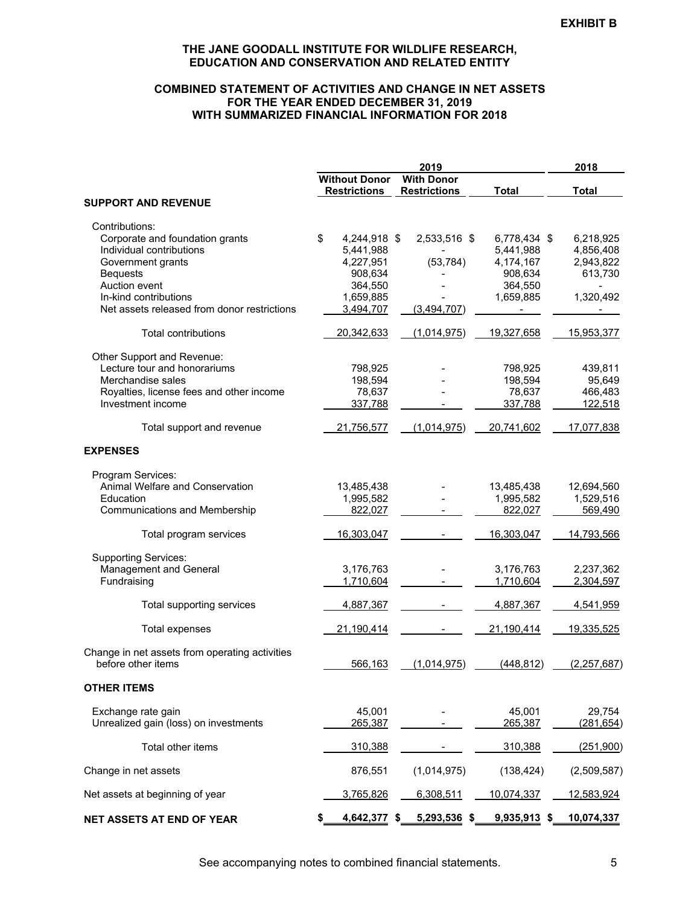**EXHIBIT B**

## THE JANE GOODALL INSTITUTE FOR WILDLIFE RESEARCH, EDUCATION AND CONSERVATION AND RELATED ENTITY

### COMBINED STATEMENT OF ACTIVITIES AND CHANGE IN NET ASSETS FOR THE YEAR ENDED DECEMBER 31, 2019 WITH SUMMARIZED FINANCIAL INFORMATION FOR 2018

| | 2019 | | | 2018 |
|---|---|---|---|---|
| | Without Donor Restrictions | With Donor Restrictions | Total | Total |
| **SUPPORT AND REVENUE** | | | | |
| Contributions: | | | | |
| Corporate and foundation grants | $ 4,244,918 | $ 2,533,516 | $ 6,778,434 | $ 6,218,925 |
| Individual contributions | 5,441,988 | - | 5,441,988 | 4,856,408 |
| Government grants | 4,227,951 | (53,784) | 4,174,167 | 2,943,822 |
| Bequests | 908,634 | - | 908,634 | 613,730 |
| Auction event | 364,550 | - | 364,550 | - |
| In-kind contributions | 1,659,885 | - | 1,659,885 | 1,320,492 |
| Net assets released from donor restrictions | 3,494,707 | (3,494,707) | - | - |
| Total contributions | 20,342,633 | (1,014,975) | 19,327,658 | 15,953,377 |
| Other Support and Revenue: | | | | |
| Lecture tour and honorariums | 798,925 | - | 798,925 | 439,811 |
| Merchandise sales | 198,594 | - | 198,594 | 95,649 |
| Royalties, license fees and other income | 78,637 | - | 78,637 | 466,483 |
| Investment income | 337,788 | - | 337,788 | 122,518 |
| Total support and revenue | 21,756,577 | (1,014,975) | 20,741,602 | 17,077,838 |
| **EXPENSES** | | | | |
| Program Services: | | | | |
| Animal Welfare and Conservation | 13,485,438 | - | 13,485,438 | 12,694,560 |
| Education | 1,995,582 | - | 1,995,582 | 1,529,516 |
| Communications and Membership | 822,027 | - | 822,027 | 569,490 |
| Total program services | 16,303,047 | - | 16,303,047 | 14,793,566 |
| Supporting Services: | | | | |
| Management and General | 3,176,763 | - | 3,176,763 | 2,237,362 |
| Fundraising | 1,710,604 | - | 1,710,604 | 2,304,597 |
| Total supporting services | 4,887,367 | - | 4,887,367 | 4,541,959 |
| Total expenses | 21,190,414 | - | 21,190,414 | 19,335,525 |
| Change in net assets from operating activities before other items | 566,163 | (1,014,975) | (448,812) | (2,257,687) |
| **OTHER ITEMS** | | | | |
| Exchange rate gain | 45,001 | - | 45,001 | 29,754 |
| Unrealized gain (loss) on investments | 265,387 | - | 265,387 | (281,654) |
| Total other items | 310,388 | - | 310,388 | (251,900) |
| Change in net assets | 876,551 | (1,014,975) | (138,424) | (2,509,587) |
| Net assets at beginning of year | 3,765,826 | 6,308,511 | 10,074,337 | 12,583,924 |
| **NET ASSETS AT END OF YEAR** | **$ 4,642,377** | **$ 5,293,536** | **$ 9,935,913** | **$ 10,074,337** |

See accompanying notes to combined financial statements.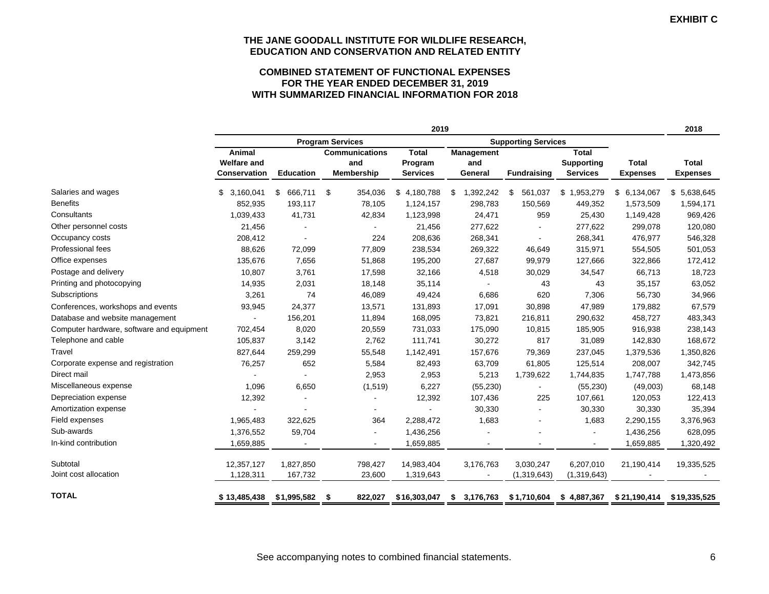**EXHIBIT C**

# THE JANE GOODALL INSTITUTE FOR WILDLIFE RESEARCH, EDUCATION AND CONSERVATION AND RELATED ENTITY

## COMBINED STATEMENT OF FUNCTIONAL EXPENSES
## FOR THE YEAR ENDED DECEMBER 31, 2019
## WITH SUMMARIZED FINANCIAL INFORMATION FOR 2018

| | 2019 | | | | | | | | 2018 |
|---|---|---|---|---|---|---|---|---|---|
| | Program Services | | | | Supporting Services | | | | |
| | Animal Welfare and Conservation | Education | Communications and Membership | Total Program Services | Management and General | Fundraising | Total Supporting Services | Total Expenses | Total Expenses |
| Salaries and wages | $ 3,160,041 | $ 666,711 | $ 354,036 | $ 4,180,788 | $ 1,392,242 | $ 561,037 | $ 1,953,279 | $ 6,134,067 | $ 5,638,645 |
| Benefits | 852,935 | 193,117 | 78,105 | 1,124,157 | 298,783 | 150,569 | 449,352 | 1,573,509 | 1,594,171 |
| Consultants | 1,039,433 | 41,731 | 42,834 | 1,123,998 | 24,471 | 959 | 25,430 | 1,149,428 | 969,426 |
| Other personnel costs | 21,456 | - | - | 21,456 | 277,622 | - | 277,622 | 299,078 | 120,080 |
| Occupancy costs | 208,412 | - | 224 | 208,636 | 268,341 | - | 268,341 | 476,977 | 546,328 |
| Professional fees | 88,626 | 72,099 | 77,809 | 238,534 | 269,322 | 46,649 | 315,971 | 554,505 | 501,053 |
| Office expenses | 135,676 | 7,656 | 51,868 | 195,200 | 27,687 | 99,979 | 127,666 | 322,866 | 172,412 |
| Postage and delivery | 10,807 | 3,761 | 17,598 | 32,166 | 4,518 | 30,029 | 34,547 | 66,713 | 18,723 |
| Printing and photocopying | 14,935 | 2,031 | 18,148 | 35,114 | - | 43 | 43 | 35,157 | 63,052 |
| Subscriptions | 3,261 | 74 | 46,089 | 49,424 | 6,686 | 620 | 7,306 | 56,730 | 34,966 |
| Conferences, workshops and events | 93,945 | 24,377 | 13,571 | 131,893 | 17,091 | 30,898 | 47,989 | 179,882 | 67,579 |
| Database and website management | - | 156,201 | 11,894 | 168,095 | 73,821 | 216,811 | 290,632 | 458,727 | 483,343 |
| Computer hardware, software and equipment | 702,454 | 8,020 | 20,559 | 731,033 | 175,090 | 10,815 | 185,905 | 916,938 | 238,143 |
| Telephone and cable | 105,837 | 3,142 | 2,762 | 111,741 | 30,272 | 817 | 31,089 | 142,830 | 168,672 |
| Travel | 827,644 | 259,299 | 55,548 | 1,142,491 | 157,676 | 79,369 | 237,045 | 1,379,536 | 1,350,826 |
| Corporate expense and registration | 76,257 | 652 | 5,584 | 82,493 | 63,709 | 61,805 | 125,514 | 208,007 | 342,745 |
| Direct mail | - | - | 2,953 | 2,953 | 5,213 | 1,739,622 | 1,744,835 | 1,747,788 | 1,473,856 |
| Miscellaneous expense | 1,096 | 6,650 | (1,519) | 6,227 | (55,230) | - | (55,230) | (49,003) | 68,148 |
| Depreciation expense | 12,392 | - | - | 12,392 | 107,436 | 225 | 107,661 | 120,053 | 122,413 |
| Amortization expense | - | - | - | - | 30,330 | - | 30,330 | 30,330 | 35,394 |
| Field expenses | 1,965,483 | 322,625 | 364 | 2,288,472 | 1,683 | - | 1,683 | 2,290,155 | 3,376,963 |
| Sub-awards | 1,376,552 | 59,704 | - | 1,436,256 | - | - | - | 1,436,256 | 628,095 |
| In-kind contribution | 1,659,885 | - | - | 1,659,885 | - | - | - | 1,659,885 | 1,320,492 |
| Subtotal | 12,357,127 | 1,827,850 | 798,427 | 14,983,404 | 3,176,763 | 3,030,247 | 6,207,010 | 21,190,414 | 19,335,525 |
| Joint cost allocation | 1,128,311 | 167,732 | 23,600 | 1,319,643 | - | (1,319,643) | (1,319,643) | - | - |
| **TOTAL** | **$ 13,485,438** | **$ 1,995,582** | **$ 822,027** | **$ 16,303,047** | **$ 3,176,763** | **$ 1,710,604** | **$ 4,887,367** | **$ 21,190,414** | **$ 19,335,525** |

See accompanying notes to combined financial statements.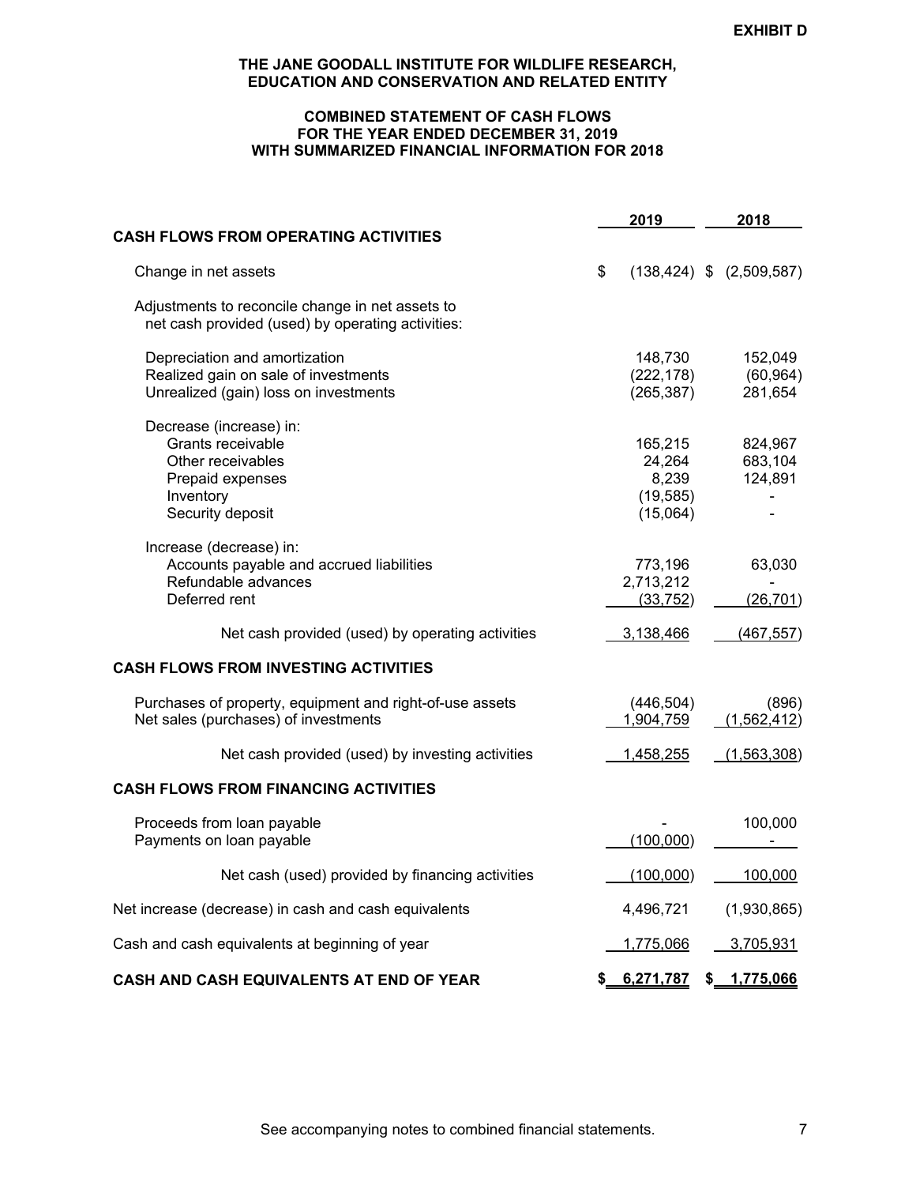**EXHIBIT D**

**THE JANE GOODALL INSTITUTE FOR WILDLIFE RESEARCH, EDUCATION AND CONSERVATION AND RELATED ENTITY**

**COMBINED STATEMENT OF CASH FLOWS**
**FOR THE YEAR ENDED DECEMBER 31, 2019**
**WITH SUMMARIZED FINANCIAL INFORMATION FOR 2018**

| | 2019 | 2018 |
|---|---|---|
| **CASH FLOWS FROM OPERATING ACTIVITIES** | | |
| Change in net assets | $ (138,424) | $ (2,509,587) |
| Adjustments to reconcile change in net assets to net cash provided (used) by operating activities: | | |
| Depreciation and amortization | 148,730 | 152,049 |
| Realized gain on sale of investments | (222,178) | (60,964) |
| Unrealized (gain) loss on investments | (265,387) | 281,654 |
| Decrease (increase) in: | | |
| Grants receivable | 165,215 | 824,967 |
| Other receivables | 24,264 | 683,104 |
| Prepaid expenses | 8,239 | 124,891 |
| Inventory | (19,585) | - |
| Security deposit | (15,064) | - |
| Increase (decrease) in: | | |
| Accounts payable and accrued liabilities | 773,196 | 63,030 |
| Refundable advances | 2,713,212 | - |
| Deferred rent | (33,752) | (26,701) |
| Net cash provided (used) by operating activities | 3,138,466 | (467,557) |
| **CASH FLOWS FROM INVESTING ACTIVITIES** | | |
| Purchases of property, equipment and right-of-use assets | (446,504) | (896) |
| Net sales (purchases) of investments | 1,904,759 | (1,562,412) |
| Net cash provided (used) by investing activities | 1,458,255 | (1,563,308) |
| **CASH FLOWS FROM FINANCING ACTIVITIES** | | |
| Proceeds from loan payable | - | 100,000 |
| Payments on loan payable | (100,000) | - |
| Net cash (used) provided by financing activities | (100,000) | 100,000 |
| Net increase (decrease) in cash and cash equivalents | 4,496,721 | (1,930,865) |
| Cash and cash equivalents at beginning of year | 1,775,066 | 3,705,931 |
| **CASH AND CASH EQUIVALENTS AT END OF YEAR** | **$ 6,271,787** | **$ 1,775,066** |

See accompanying notes to combined financial statements.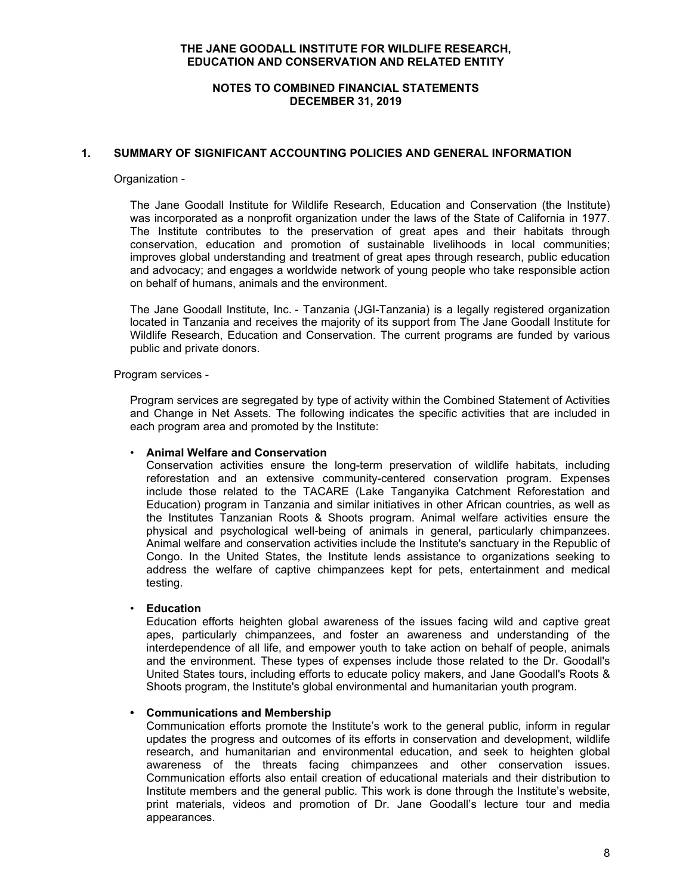**THE JANE GOODALL INSTITUTE FOR WILDLIFE RESEARCH, EDUCATION AND CONSERVATION AND RELATED ENTITY**

**NOTES TO COMBINED FINANCIAL STATEMENTS DECEMBER 31, 2019**

## 1. SUMMARY OF SIGNIFICANT ACCOUNTING POLICIES AND GENERAL INFORMATION

Organization -

The Jane Goodall Institute for Wildlife Research, Education and Conservation (the Institute) was incorporated as a nonprofit organization under the laws of the State of California in 1977. The Institute contributes to the preservation of great apes and their habitats through conservation, education and promotion of sustainable livelihoods in local communities; improves global understanding and treatment of great apes through research, public education and advocacy; and engages a worldwide network of young people who take responsible action on behalf of humans, animals and the environment.

The Jane Goodall Institute, Inc. - Tanzania (JGI-Tanzania) is a legally registered organization located in Tanzania and receives the majority of its support from The Jane Goodall Institute for Wildlife Research, Education and Conservation. The current programs are funded by various public and private donors.

Program services -

Program services are segregated by type of activity within the Combined Statement of Activities and Change in Net Assets. The following indicates the specific activities that are included in each program area and promoted by the Institute:

- **Animal Welfare and Conservation**
  Conservation activities ensure the long-term preservation of wildlife habitats, including reforestation and an extensive community-centered conservation program. Expenses include those related to the TACARE (Lake Tanganyika Catchment Reforestation and Education) program in Tanzania and similar initiatives in other African countries, as well as the Institutes Tanzanian Roots & Shoots program. Animal welfare activities ensure the physical and psychological well-being of animals in general, particularly chimpanzees. Animal welfare and conservation activities include the Institute's sanctuary in the Republic of Congo. In the United States, the Institute lends assistance to organizations seeking to address the welfare of captive chimpanzees kept for pets, entertainment and medical testing.

- **Education**
  Education efforts heighten global awareness of the issues facing wild and captive great apes, particularly chimpanzees, and foster an awareness and understanding of the interdependence of all life, and empower youth to take action on behalf of people, animals and the environment. These types of expenses include those related to the Dr. Goodall's United States tours, including efforts to educate policy makers, and Jane Goodall's Roots & Shoots program, the Institute's global environmental and humanitarian youth program.

- **Communications and Membership**
  Communication efforts promote the Institute's work to the general public, inform in regular updates the progress and outcomes of its efforts in conservation and development, wildlife research, and humanitarian and environmental education, and seek to heighten global awareness of the threats facing chimpanzees and other conservation issues. Communication efforts also entail creation of educational materials and their distribution to Institute members and the general public. This work is done through the Institute's website, print materials, videos and promotion of Dr. Jane Goodall's lecture tour and media appearances.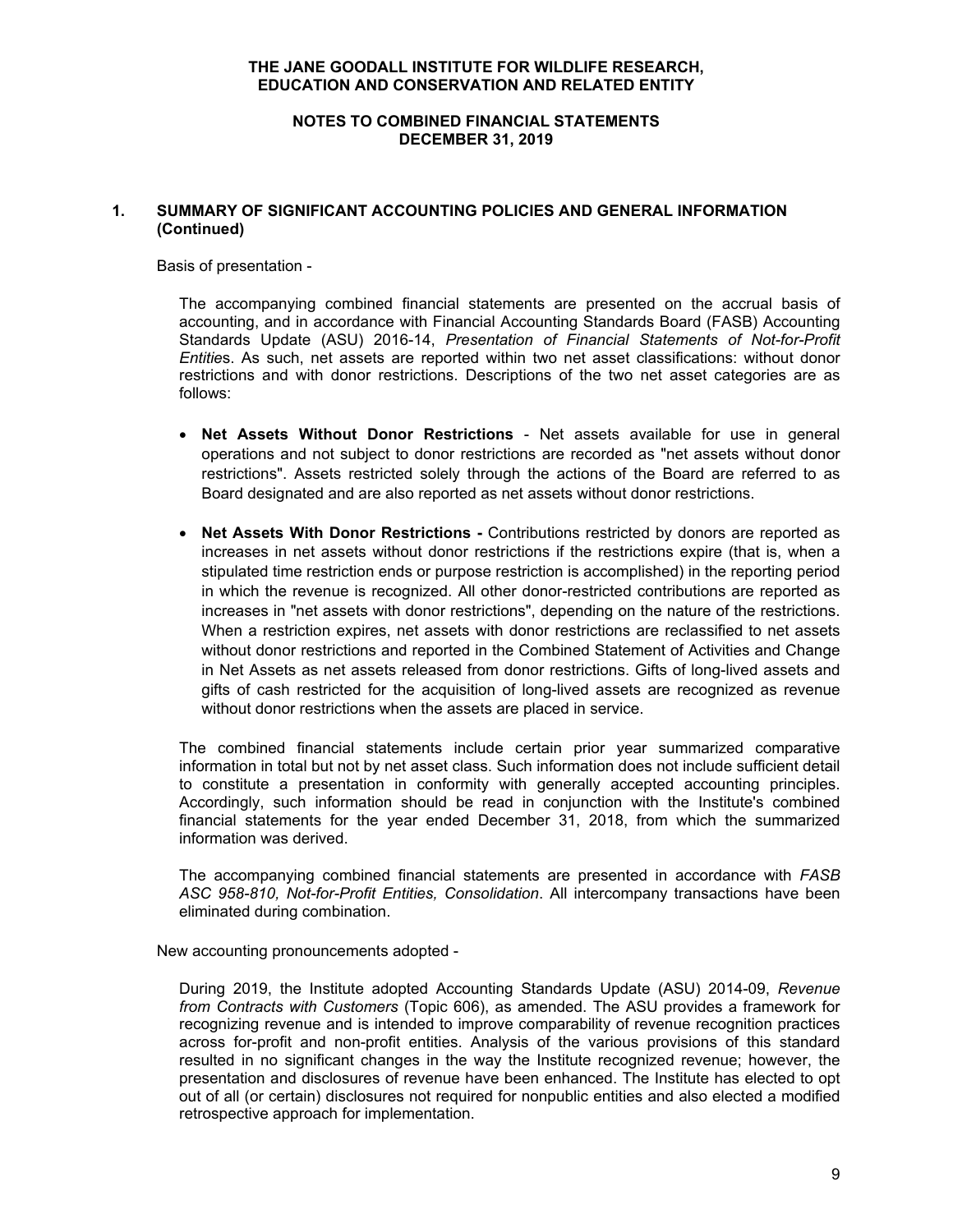## 1. SUMMARY OF SIGNIFICANT ACCOUNTING POLICIES AND GENERAL INFORMATION (Continued)

Basis of presentation -

The accompanying combined financial statements are presented on the accrual basis of accounting, and in accordance with Financial Accounting Standards Board (FASB) Accounting Standards Update (ASU) 2016-14, *Presentation of Financial Statements of Not-for-Profit Entities*. As such, net assets are reported within two net asset classifications: without donor restrictions and with donor restrictions. Descriptions of the two net asset categories are as follows:

- **Net Assets Without Donor Restrictions** - Net assets available for use in general operations and not subject to donor restrictions are recorded as "net assets without donor restrictions". Assets restricted solely through the actions of the Board are referred to as Board designated and are also reported as net assets without donor restrictions.

- **Net Assets With Donor Restrictions -** Contributions restricted by donors are reported as increases in net assets without donor restrictions if the restrictions expire (that is, when a stipulated time restriction ends or purpose restriction is accomplished) in the reporting period in which the revenue is recognized. All other donor-restricted contributions are reported as increases in "net assets with donor restrictions", depending on the nature of the restrictions. When a restriction expires, net assets with donor restrictions are reclassified to net assets without donor restrictions and reported in the Combined Statement of Activities and Change in Net Assets as net assets released from donor restrictions. Gifts of long-lived assets and gifts of cash restricted for the acquisition of long-lived assets are recognized as revenue without donor restrictions when the assets are placed in service.

The combined financial statements include certain prior year summarized comparative information in total but not by net asset class. Such information does not include sufficient detail to constitute a presentation in conformity with generally accepted accounting principles. Accordingly, such information should be read in conjunction with the Institute's combined financial statements for the year ended December 31, 2018, from which the summarized information was derived.

The accompanying combined financial statements are presented in accordance with *FASB ASC 958-810, Not-for-Profit Entities, Consolidation*. All intercompany transactions have been eliminated during combination.

New accounting pronouncements adopted -

During 2019, the Institute adopted Accounting Standards Update (ASU) 2014-09, *Revenue from Contracts with Customers* (Topic 606), as amended. The ASU provides a framework for recognizing revenue and is intended to improve comparability of revenue recognition practices across for-profit and non-profit entities. Analysis of the various provisions of this standard resulted in no significant changes in the way the Institute recognized revenue; however, the presentation and disclosures of revenue have been enhanced. The Institute has elected to opt out of all (or certain) disclosures not required for nonpublic entities and also elected a modified retrospective approach for implementation.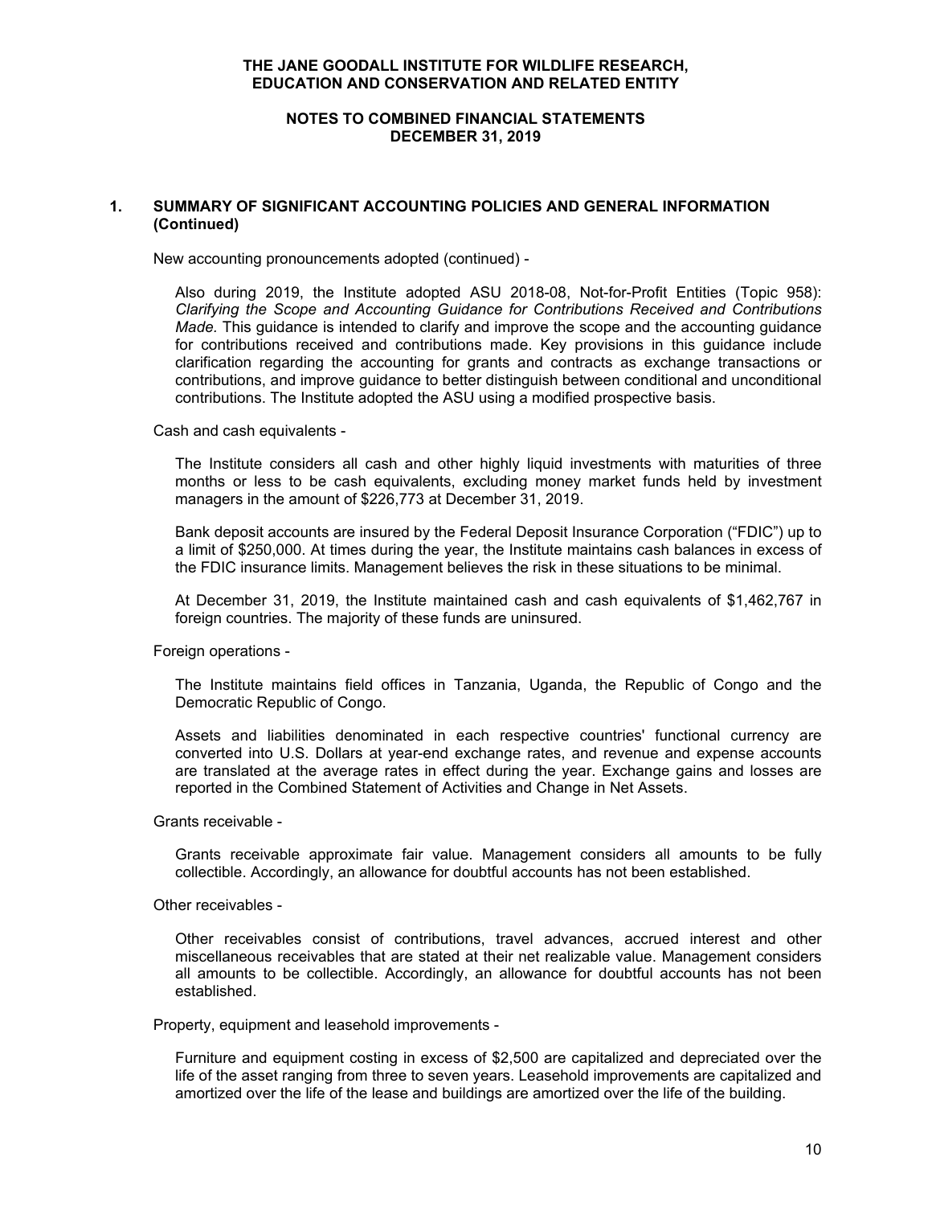## 1. SUMMARY OF SIGNIFICANT ACCOUNTING POLICIES AND GENERAL INFORMATION (Continued)

New accounting pronouncements adopted (continued) -

Also during 2019, the Institute adopted ASU 2018-08, Not-for-Profit Entities (Topic 958): *Clarifying the Scope and Accounting Guidance for Contributions Received and Contributions Made.* This guidance is intended to clarify and improve the scope and the accounting guidance for contributions received and contributions made. Key provisions in this guidance include clarification regarding the accounting for grants and contracts as exchange transactions or contributions, and improve guidance to better distinguish between conditional and unconditional contributions. The Institute adopted the ASU using a modified prospective basis.

Cash and cash equivalents -

The Institute considers all cash and other highly liquid investments with maturities of three months or less to be cash equivalents, excluding money market funds held by investment managers in the amount of $226,773 at December 31, 2019.

Bank deposit accounts are insured by the Federal Deposit Insurance Corporation ("FDIC") up to a limit of $250,000. At times during the year, the Institute maintains cash balances in excess of the FDIC insurance limits. Management believes the risk in these situations to be minimal.

At December 31, 2019, the Institute maintained cash and cash equivalents of $1,462,767 in foreign countries. The majority of these funds are uninsured.

Foreign operations -

The Institute maintains field offices in Tanzania, Uganda, the Republic of Congo and the Democratic Republic of Congo.

Assets and liabilities denominated in each respective countries' functional currency are converted into U.S. Dollars at year-end exchange rates, and revenue and expense accounts are translated at the average rates in effect during the year. Exchange gains and losses are reported in the Combined Statement of Activities and Change in Net Assets.

Grants receivable -

Grants receivable approximate fair value. Management considers all amounts to be fully collectible. Accordingly, an allowance for doubtful accounts has not been established.

Other receivables -

Other receivables consist of contributions, travel advances, accrued interest and other miscellaneous receivables that are stated at their net realizable value. Management considers all amounts to be collectible. Accordingly, an allowance for doubtful accounts has not been established.

Property, equipment and leasehold improvements -

Furniture and equipment costing in excess of $2,500 are capitalized and depreciated over the life of the asset ranging from three to seven years. Leasehold improvements are capitalized and amortized over the life of the lease and buildings are amortized over the life of the building.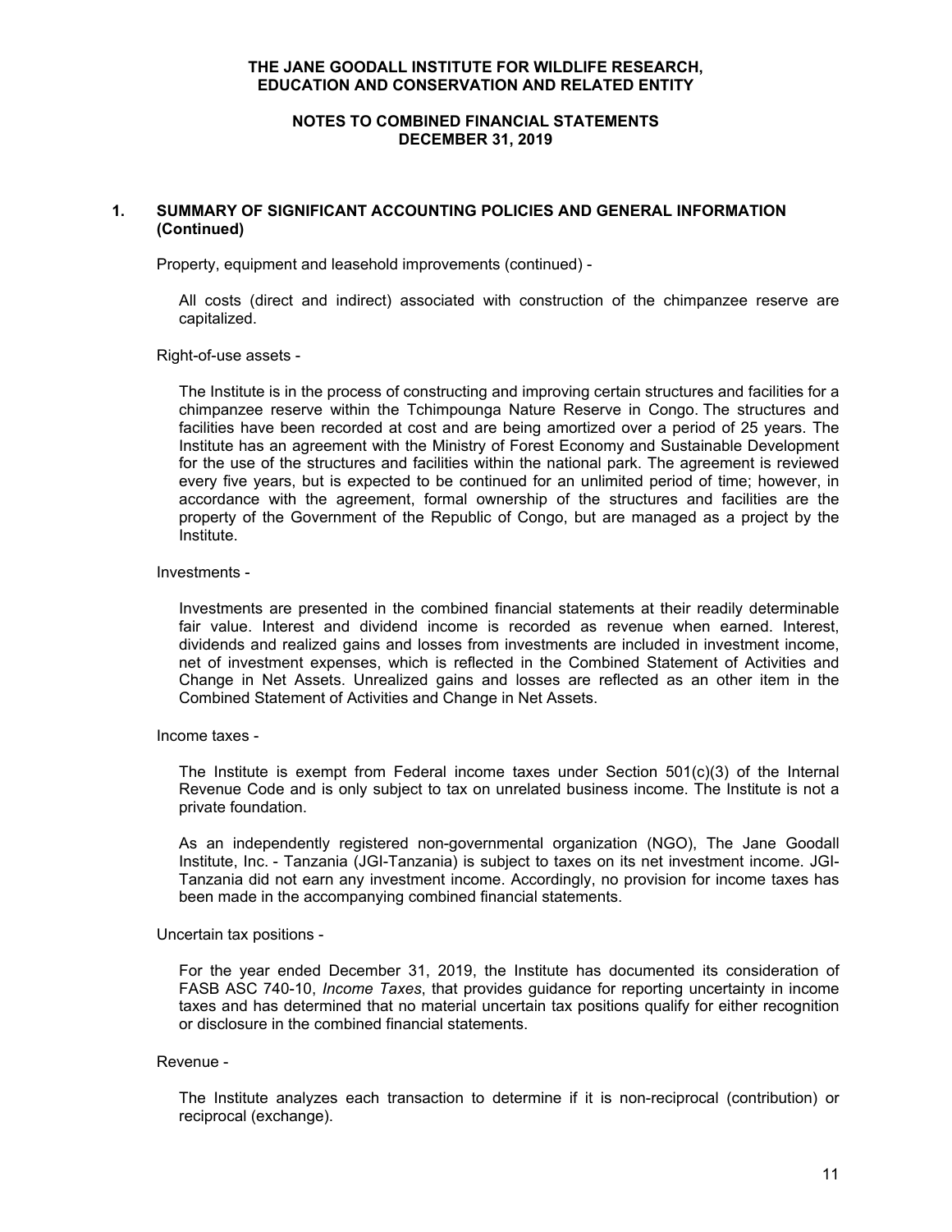## 1. SUMMARY OF SIGNIFICANT ACCOUNTING POLICIES AND GENERAL INFORMATION (Continued)

Property, equipment and leasehold improvements (continued) -

All costs (direct and indirect) associated with construction of the chimpanzee reserve are capitalized.

Right-of-use assets -

The Institute is in the process of constructing and improving certain structures and facilities for a chimpanzee reserve within the Tchimpounga Nature Reserve in Congo. The structures and facilities have been recorded at cost and are being amortized over a period of 25 years. The Institute has an agreement with the Ministry of Forest Economy and Sustainable Development for the use of the structures and facilities within the national park. The agreement is reviewed every five years, but is expected to be continued for an unlimited period of time; however, in accordance with the agreement, formal ownership of the structures and facilities are the property of the Government of the Republic of Congo, but are managed as a project by the Institute.

Investments -

Investments are presented in the combined financial statements at their readily determinable fair value. Interest and dividend income is recorded as revenue when earned. Interest, dividends and realized gains and losses from investments are included in investment income, net of investment expenses, which is reflected in the Combined Statement of Activities and Change in Net Assets. Unrealized gains and losses are reflected as an other item in the Combined Statement of Activities and Change in Net Assets.

Income taxes -

The Institute is exempt from Federal income taxes under Section 501(c)(3) of the Internal Revenue Code and is only subject to tax on unrelated business income. The Institute is not a private foundation.

As an independently registered non-governmental organization (NGO), The Jane Goodall Institute, Inc. - Tanzania (JGI-Tanzania) is subject to taxes on its net investment income. JGI-Tanzania did not earn any investment income. Accordingly, no provision for income taxes has been made in the accompanying combined financial statements.

Uncertain tax positions -

For the year ended December 31, 2019, the Institute has documented its consideration of FASB ASC 740-10, *Income Taxes*, that provides guidance for reporting uncertainty in income taxes and has determined that no material uncertain tax positions qualify for either recognition or disclosure in the combined financial statements.

Revenue -

The Institute analyzes each transaction to determine if it is non-reciprocal (contribution) or reciprocal (exchange).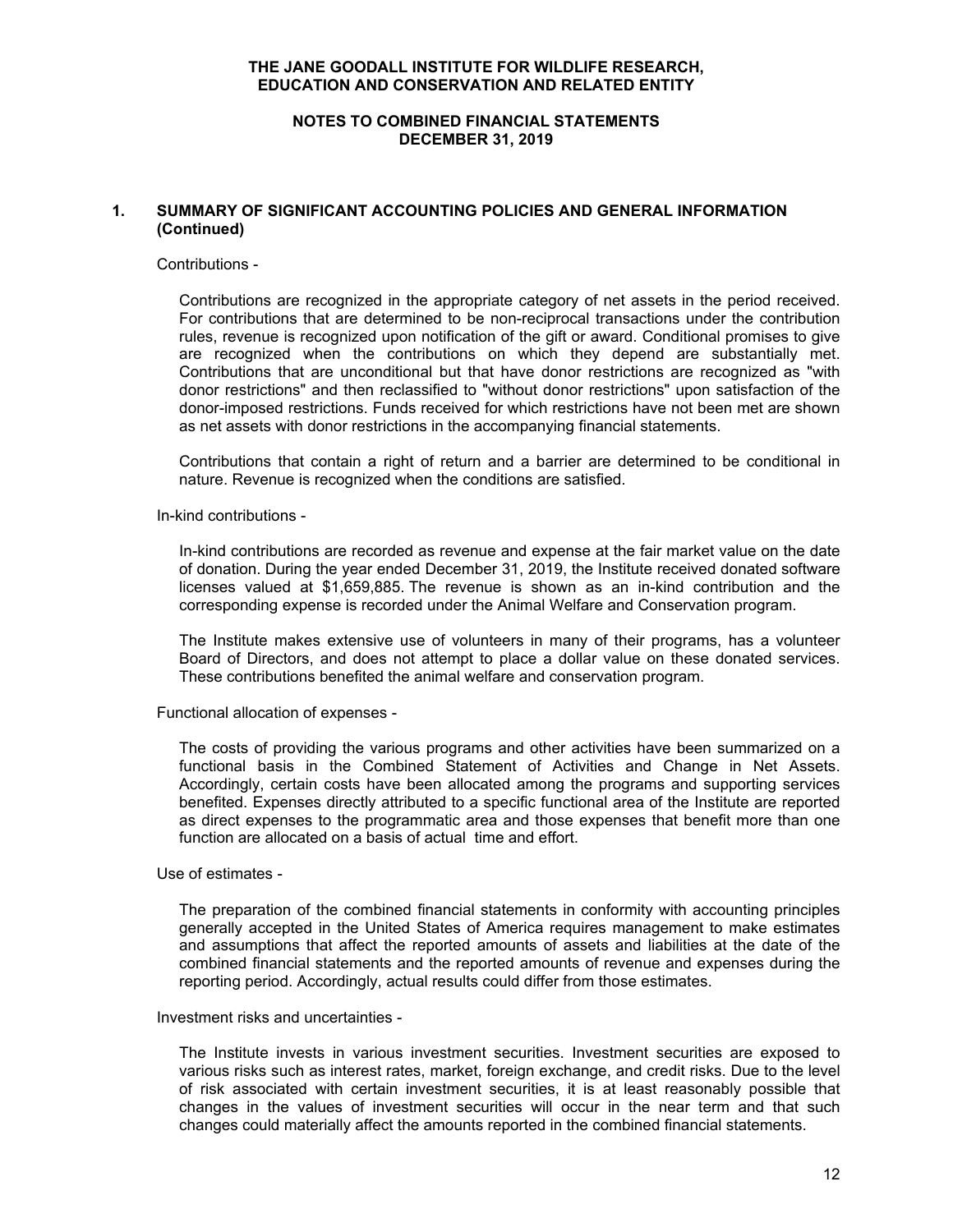# THE JANE GOODALL INSTITUTE FOR WILDLIFE RESEARCH, EDUCATION AND CONSERVATION AND RELATED ENTITY

## NOTES TO COMBINED FINANCIAL STATEMENTS DECEMBER 31, 2019

### 1. SUMMARY OF SIGNIFICANT ACCOUNTING POLICIES AND GENERAL INFORMATION (Continued)

Contributions -

Contributions are recognized in the appropriate category of net assets in the period received. For contributions that are determined to be non-reciprocal transactions under the contribution rules, revenue is recognized upon notification of the gift or award. Conditional promises to give are recognized when the contributions on which they depend are substantially met. Contributions that are unconditional but that have donor restrictions are recognized as "with donor restrictions" and then reclassified to "without donor restrictions" upon satisfaction of the donor-imposed restrictions. Funds received for which restrictions have not been met are shown as net assets with donor restrictions in the accompanying financial statements.

Contributions that contain a right of return and a barrier are determined to be conditional in nature. Revenue is recognized when the conditions are satisfied.

In-kind contributions -

In-kind contributions are recorded as revenue and expense at the fair market value on the date of donation. During the year ended December 31, 2019, the Institute received donated software licenses valued at $1,659,885. The revenue is shown as an in-kind contribution and the corresponding expense is recorded under the Animal Welfare and Conservation program.

The Institute makes extensive use of volunteers in many of their programs, has a volunteer Board of Directors, and does not attempt to place a dollar value on these donated services. These contributions benefited the animal welfare and conservation program.

Functional allocation of expenses -

The costs of providing the various programs and other activities have been summarized on a functional basis in the Combined Statement of Activities and Change in Net Assets. Accordingly, certain costs have been allocated among the programs and supporting services benefited. Expenses directly attributed to a specific functional area of the Institute are reported as direct expenses to the programmatic area and those expenses that benefit more than one function are allocated on a basis of actual time and effort.

Use of estimates -

The preparation of the combined financial statements in conformity with accounting principles generally accepted in the United States of America requires management to make estimates and assumptions that affect the reported amounts of assets and liabilities at the date of the combined financial statements and the reported amounts of revenue and expenses during the reporting period. Accordingly, actual results could differ from those estimates.

Investment risks and uncertainties -

The Institute invests in various investment securities. Investment securities are exposed to various risks such as interest rates, market, foreign exchange, and credit risks. Due to the level of risk associated with certain investment securities, it is at least reasonably possible that changes in the values of investment securities will occur in the near term and that such changes could materially affect the amounts reported in the combined financial statements.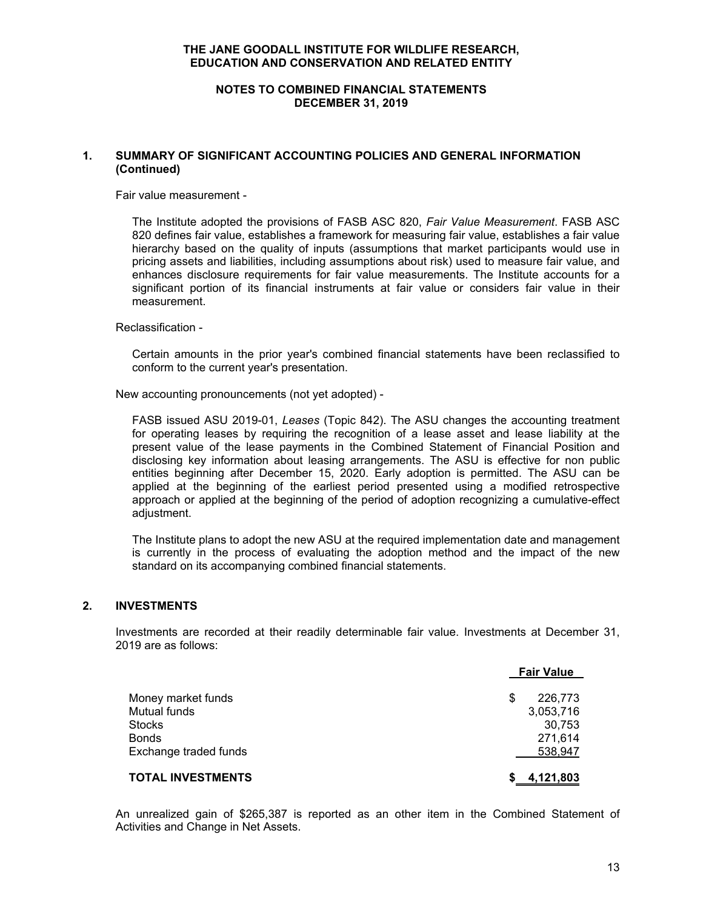## 1. SUMMARY OF SIGNIFICANT ACCOUNTING POLICIES AND GENERAL INFORMATION (Continued)

Fair value measurement -

The Institute adopted the provisions of FASB ASC 820, *Fair Value Measurement*. FASB ASC 820 defines fair value, establishes a framework for measuring fair value, establishes a fair value hierarchy based on the quality of inputs (assumptions that market participants would use in pricing assets and liabilities, including assumptions about risk) used to measure fair value, and enhances disclosure requirements for fair value measurements. The Institute accounts for a significant portion of its financial instruments at fair value or considers fair value in their measurement.

Reclassification -

Certain amounts in the prior year's combined financial statements have been reclassified to conform to the current year's presentation.

New accounting pronouncements (not yet adopted) -

FASB issued ASU 2019-01, *Leases* (Topic 842). The ASU changes the accounting treatment for operating leases by requiring the recognition of a lease asset and lease liability at the present value of the lease payments in the Combined Statement of Financial Position and disclosing key information about leasing arrangements. The ASU is effective for non public entities beginning after December 15, 2020. Early adoption is permitted. The ASU can be applied at the beginning of the earliest period presented using a modified retrospective approach or applied at the beginning of the period of adoption recognizing a cumulative-effect adjustment.

The Institute plans to adopt the new ASU at the required implementation date and management is currently in the process of evaluating the adoption method and the impact of the new standard on its accompanying combined financial statements.

## 2. INVESTMENTS

Investments are recorded at their readily determinable fair value. Investments at December 31, 2019 are as follows:

| | Fair Value |
|---|---|
| Money market funds | $ 226,773 |
| Mutual funds | 3,053,716 |
| Stocks | 30,753 |
| Bonds | 271,614 |
| Exchange traded funds | 538,947 |
| **TOTAL INVESTMENTS** | **$ 4,121,803** |

An unrealized gain of $265,387 is reported as an other item in the Combined Statement of Activities and Change in Net Assets.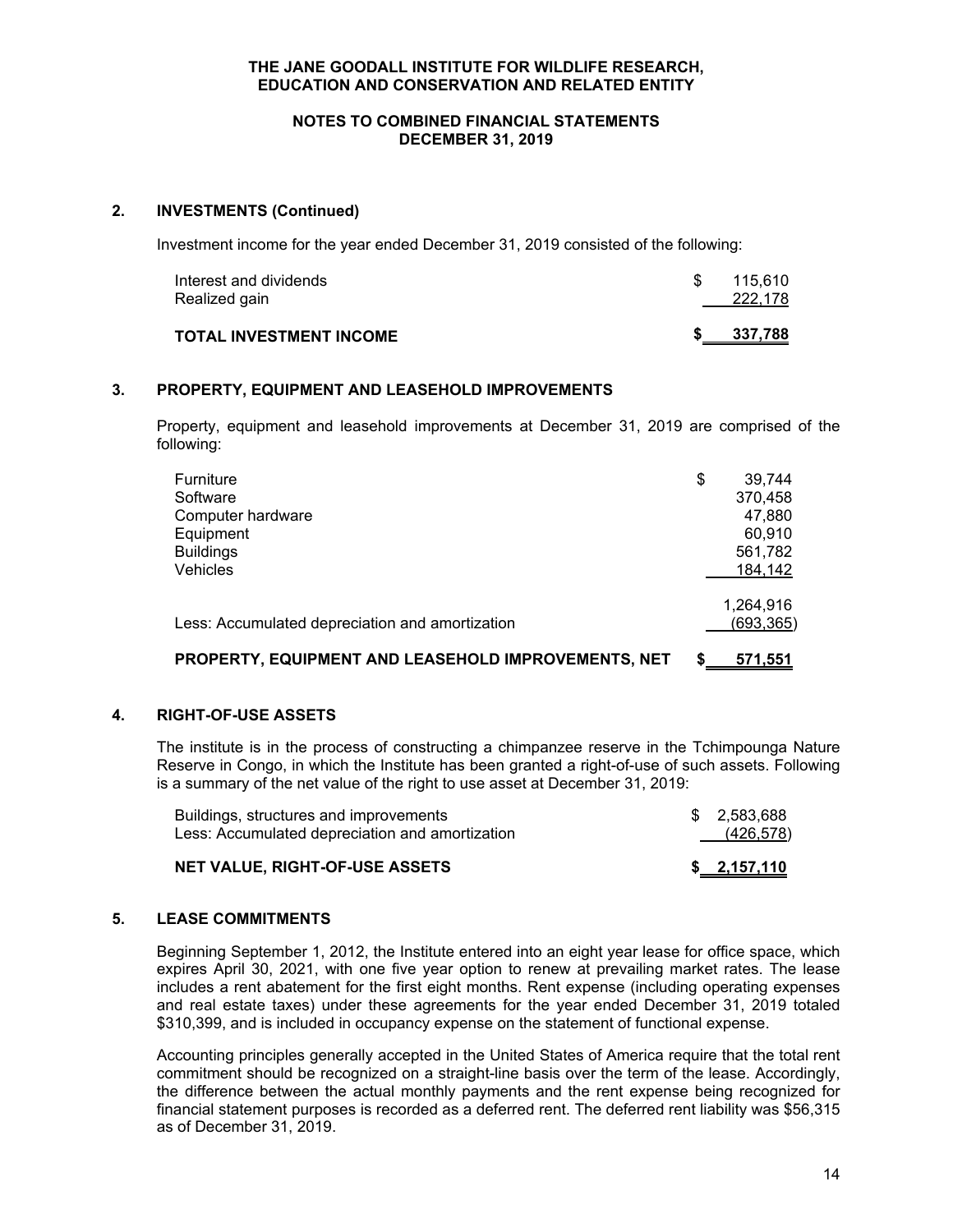## 2. INVESTMENTS (Continued)

Investment income for the year ended December 31, 2019 consisted of the following:

| | |
|---|---|
| Interest and dividends | $ 115,610 |
| Realized gain | 222,178 |
| **TOTAL INVESTMENT INCOME** | **$ 337,788** |

## 3. PROPERTY, EQUIPMENT AND LEASEHOLD IMPROVEMENTS

Property, equipment and leasehold improvements at December 31, 2019 are comprised of the following:

| | |
|---|---|
| Furniture | $ 39,744 |
| Software | 370,458 |
| Computer hardware | 47,880 |
| Equipment | 60,910 |
| Buildings | 561,782 |
| Vehicles | 184,142 |
| | 1,264,916 |
| Less: Accumulated depreciation and amortization | (693,365) |
| **PROPERTY, EQUIPMENT AND LEASEHOLD IMPROVEMENTS, NET** | **$ 571,551** |

## 4. RIGHT-OF-USE ASSETS

The institute is in the process of constructing a chimpanzee reserve in the Tchimpounga Nature Reserve in Congo, in which the Institute has been granted a right-of-use of such assets. Following is a summary of the net value of the right to use asset at December 31, 2019:

| | |
|---|---|
| Buildings, structures and improvements | $ 2,583,688 |
| Less: Accumulated depreciation and amortization | (426,578) |
| **NET VALUE, RIGHT-OF-USE ASSETS** | **$ 2,157,110** |

## 5. LEASE COMMITMENTS

Beginning September 1, 2012, the Institute entered into an eight year lease for office space, which expires April 30, 2021, with one five year option to renew at prevailing market rates. The lease includes a rent abatement for the first eight months. Rent expense (including operating expenses and real estate taxes) under these agreements for the year ended December 31, 2019 totaled $310,399, and is included in occupancy expense on the statement of functional expense.

Accounting principles generally accepted in the United States of America require that the total rent commitment should be recognized on a straight-line basis over the term of the lease. Accordingly, the difference between the actual monthly payments and the rent expense being recognized for financial statement purposes is recorded as a deferred rent. The deferred rent liability was $56,315 as of December 31, 2019.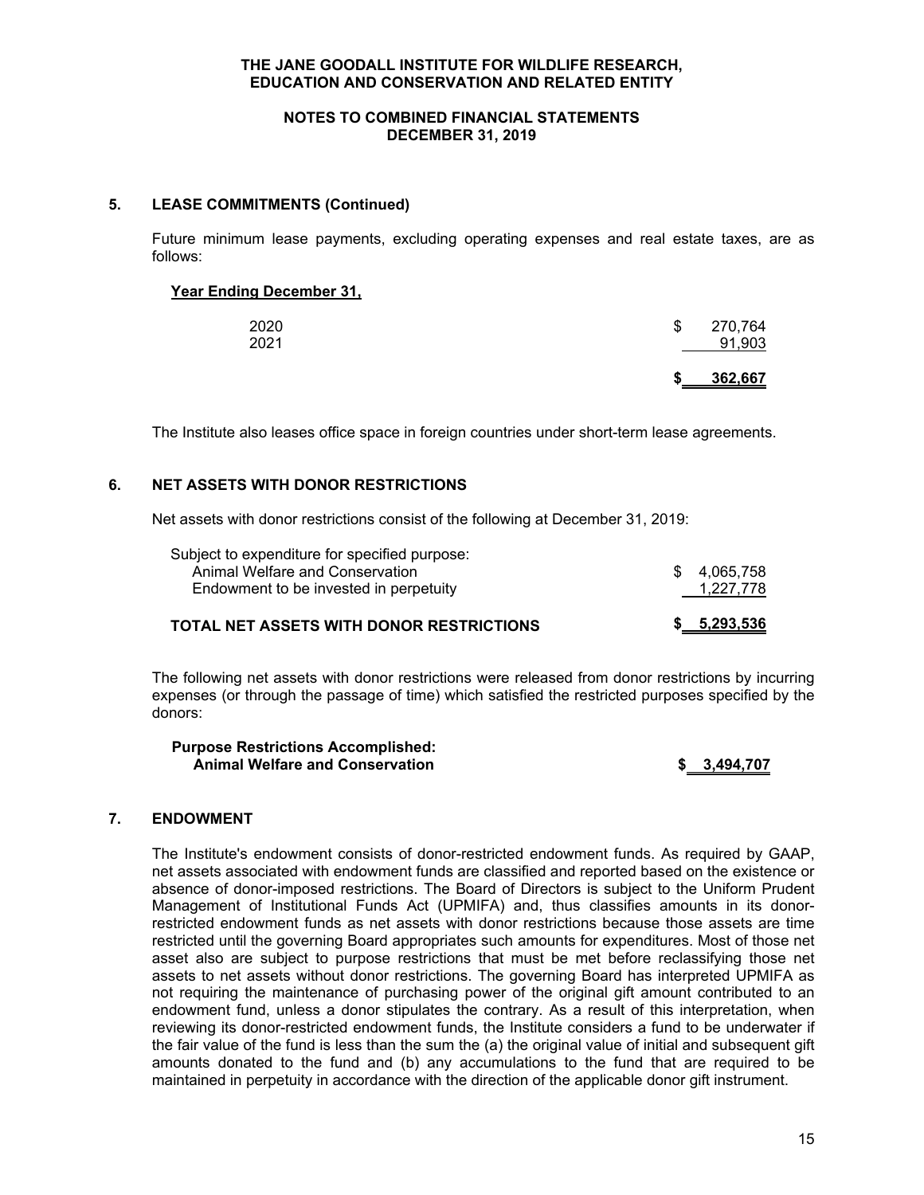**THE JANE GOODALL INSTITUTE FOR WILDLIFE RESEARCH, EDUCATION AND CONSERVATION AND RELATED ENTITY**

**NOTES TO COMBINED FINANCIAL STATEMENTS DECEMBER 31, 2019**

## 5. LEASE COMMITMENTS (Continued)

Future minimum lease payments, excluding operating expenses and real estate taxes, are as follows:

| Year Ending December 31, | |
|---|---|
| 2020 | $ 270,764 |
| 2021 | 91,903 |
| | **$ 362,667** |

The Institute also leases office space in foreign countries under short-term lease agreements.

## 6. NET ASSETS WITH DONOR RESTRICTIONS

Net assets with donor restrictions consist of the following at December 31, 2019:

| | |
|---|---|
| Subject to expenditure for specified purpose: | |
| Animal Welfare and Conservation | $ 4,065,758 |
| Endowment to be invested in perpetuity | 1,227,778 |
| **TOTAL NET ASSETS WITH DONOR RESTRICTIONS** | **$ 5,293,536** |

The following net assets with donor restrictions were released from donor restrictions by incurring expenses (or through the passage of time) which satisfied the restricted purposes specified by the donors:

| | |
|---|---|
| **Purpose Restrictions Accomplished:** | |
| **Animal Welfare and Conservation** | **$ 3,494,707** |

## 7. ENDOWMENT

The Institute's endowment consists of donor-restricted endowment funds. As required by GAAP, net assets associated with endowment funds are classified and reported based on the existence or absence of donor-imposed restrictions. The Board of Directors is subject to the Uniform Prudent Management of Institutional Funds Act (UPMIFA) and, thus classifies amounts in its donor-restricted endowment funds as net assets with donor restrictions because those assets are time restricted until the governing Board appropriates such amounts for expenditures. Most of those net asset also are subject to purpose restrictions that must be met before reclassifying those net assets to net assets without donor restrictions. The governing Board has interpreted UPMIFA as not requiring the maintenance of purchasing power of the original gift amount contributed to an endowment fund, unless a donor stipulates the contrary. As a result of this interpretation, when reviewing its donor-restricted endowment funds, the Institute considers a fund to be underwater if the fair value of the fund is less than the sum the (a) the original value of initial and subsequent gift amounts donated to the fund and (b) any accumulations to the fund that are required to be maintained in perpetuity in accordance with the direction of the applicable donor gift instrument.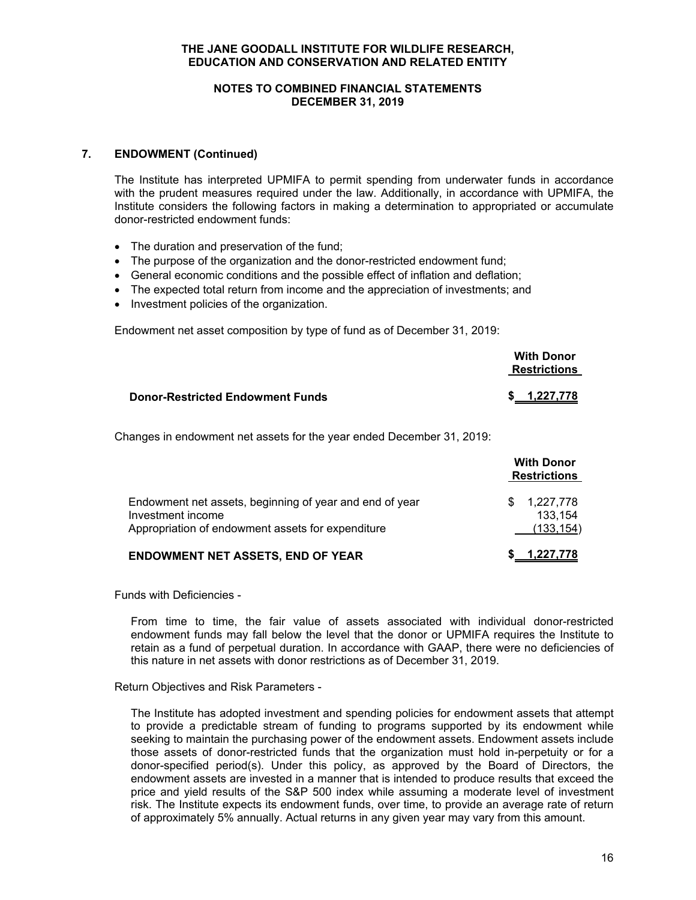### 7. ENDOWMENT (Continued)

The Institute has interpreted UPMIFA to permit spending from underwater funds in accordance with the prudent measures required under the law. Additionally, in accordance with UPMIFA, the Institute considers the following factors in making a determination to appropriated or accumulate donor-restricted endowment funds:

- The duration and preservation of the fund;
- The purpose of the organization and the donor-restricted endowment fund;
- General economic conditions and the possible effect of inflation and deflation;
- The expected total return from income and the appreciation of investments; and
- Investment policies of the organization.

Endowment net asset composition by type of fund as of December 31, 2019:

| | With Donor Restrictions |
|---|---|
| **Donor-Restricted Endowment Funds** | **$ 1,227,778** |

Changes in endowment net assets for the year ended December 31, 2019:

| | With Donor Restrictions |
|---|---|
| Endowment net assets, beginning of year and end of year | $ 1,227,778 |
| Investment income | 133,154 |
| Appropriation of endowment assets for expenditure | (133,154) |
| **ENDOWMENT NET ASSETS, END OF YEAR** | **$ 1,227,778** |

Funds with Deficiencies -

From time to time, the fair value of assets associated with individual donor-restricted endowment funds may fall below the level that the donor or UPMIFA requires the Institute to retain as a fund of perpetual duration. In accordance with GAAP, there were no deficiencies of this nature in net assets with donor restrictions as of December 31, 2019.

Return Objectives and Risk Parameters -

The Institute has adopted investment and spending policies for endowment assets that attempt to provide a predictable stream of funding to programs supported by its endowment while seeking to maintain the purchasing power of the endowment assets. Endowment assets include those assets of donor-restricted funds that the organization must hold in-perpetuity or for a donor-specified period(s). Under this policy, as approved by the Board of Directors, the endowment assets are invested in a manner that is intended to produce results that exceed the price and yield results of the S&P 500 index while assuming a moderate level of investment risk. The Institute expects its endowment funds, over time, to provide an average rate of return of approximately 5% annually. Actual returns in any given year may vary from this amount.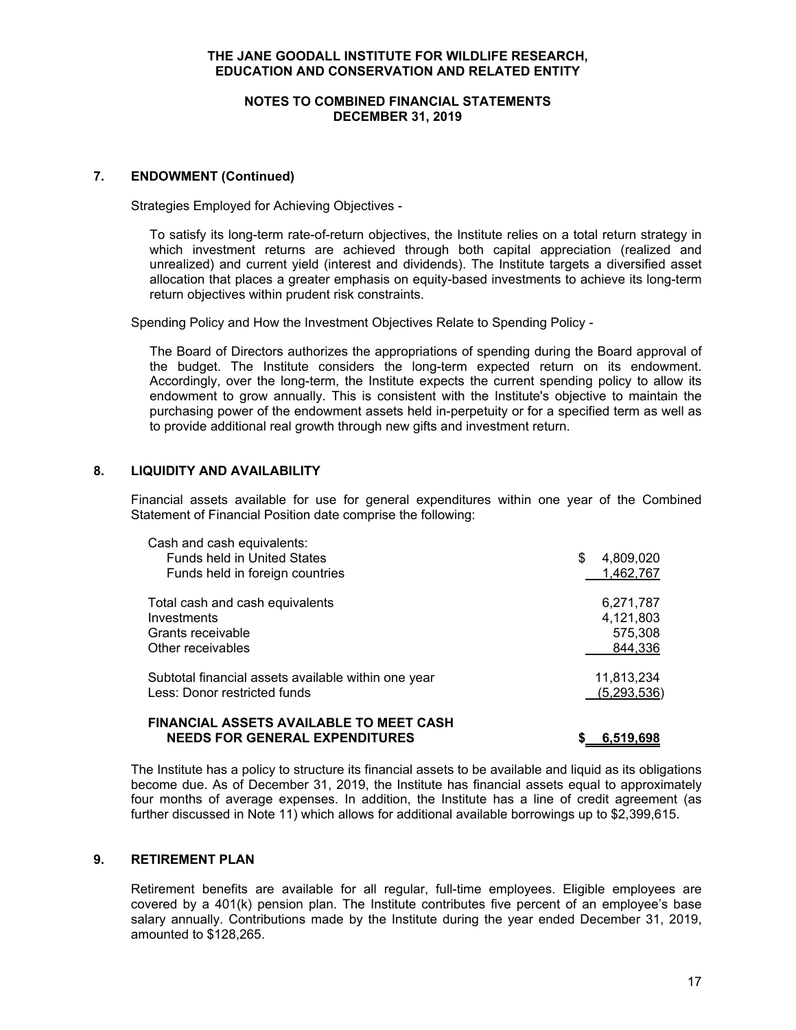THE JANE GOODALL INSTITUTE FOR WILDLIFE RESEARCH, EDUCATION AND CONSERVATION AND RELATED ENTITY

NOTES TO COMBINED FINANCIAL STATEMENTS
DECEMBER 31, 2019

## 7. ENDOWMENT (Continued)

Strategies Employed for Achieving Objectives -

To satisfy its long-term rate-of-return objectives, the Institute relies on a total return strategy in which investment returns are achieved through both capital appreciation (realized and unrealized) and current yield (interest and dividends). The Institute targets a diversified asset allocation that places a greater emphasis on equity-based investments to achieve its long-term return objectives within prudent risk constraints.

Spending Policy and How the Investment Objectives Relate to Spending Policy -

The Board of Directors authorizes the appropriations of spending during the Board approval of the budget. The Institute considers the long-term expected return on its endowment. Accordingly, over the long-term, the Institute expects the current spending policy to allow its endowment to grow annually. This is consistent with the Institute's objective to maintain the purchasing power of the endowment assets held in-perpetuity or for a specified term as well as to provide additional real growth through new gifts and investment return.

## 8. LIQUIDITY AND AVAILABILITY

Financial assets available for use for general expenditures within one year of the Combined Statement of Financial Position date comprise the following:

| | |
|---|---|
| Cash and cash equivalents: | |
| Funds held in United States | $ 4,809,020 |
| Funds held in foreign countries | 1,462,767 |
| Total cash and cash equivalents | 6,271,787 |
| Investments | 4,121,803 |
| Grants receivable | 575,308 |
| Other receivables | 844,336 |
| Subtotal financial assets available within one year | 11,813,234 |
| Less: Donor restricted funds | (5,293,536) |
| **FINANCIAL ASSETS AVAILABLE TO MEET CASH NEEDS FOR GENERAL EXPENDITURES** | **$ 6,519,698** |

The Institute has a policy to structure its financial assets to be available and liquid as its obligations become due. As of December 31, 2019, the Institute has financial assets equal to approximately four months of average expenses. In addition, the Institute has a line of credit agreement (as further discussed in Note 11) which allows for additional available borrowings up to $2,399,615.

## 9. RETIREMENT PLAN

Retirement benefits are available for all regular, full-time employees. Eligible employees are covered by a 401(k) pension plan. The Institute contributes five percent of an employee's base salary annually. Contributions made by the Institute during the year ended December 31, 2019, amounted to $128,265.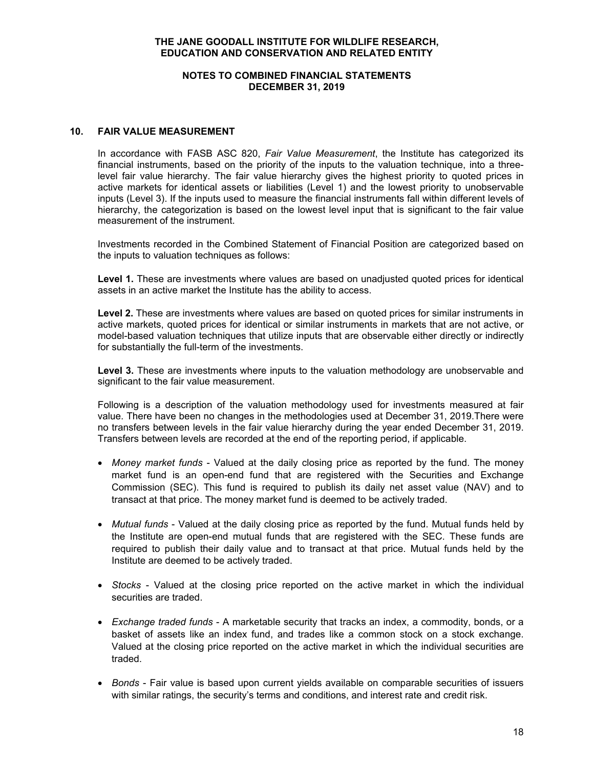## 10. FAIR VALUE MEASUREMENT

In accordance with FASB ASC 820, *Fair Value Measurement*, the Institute has categorized its financial instruments, based on the priority of the inputs to the valuation technique, into a three-level fair value hierarchy. The fair value hierarchy gives the highest priority to quoted prices in active markets for identical assets or liabilities (Level 1) and the lowest priority to unobservable inputs (Level 3). If the inputs used to measure the financial instruments fall within different levels of hierarchy, the categorization is based on the lowest level input that is significant to the fair value measurement of the instrument.

Investments recorded in the Combined Statement of Financial Position are categorized based on the inputs to valuation techniques as follows:

**Level 1.** These are investments where values are based on unadjusted quoted prices for identical assets in an active market the Institute has the ability to access.

**Level 2.** These are investments where values are based on quoted prices for similar instruments in active markets, quoted prices for identical or similar instruments in markets that are not active, or model-based valuation techniques that utilize inputs that are observable either directly or indirectly for substantially the full-term of the investments.

**Level 3.** These are investments where inputs to the valuation methodology are unobservable and significant to the fair value measurement.

Following is a description of the valuation methodology used for investments measured at fair value. There have been no changes in the methodologies used at December 31, 2019.There were no transfers between levels in the fair value hierarchy during the year ended December 31, 2019. Transfers between levels are recorded at the end of the reporting period, if applicable.

- *Money market funds* - Valued at the daily closing price as reported by the fund. The money market fund is an open-end fund that are registered with the Securities and Exchange Commission (SEC). This fund is required to publish its daily net asset value (NAV) and to transact at that price. The money market fund is deemed to be actively traded.

- *Mutual funds* - Valued at the daily closing price as reported by the fund. Mutual funds held by the Institute are open-end mutual funds that are registered with the SEC. These funds are required to publish their daily value and to transact at that price. Mutual funds held by the Institute are deemed to be actively traded.

- *Stocks* - Valued at the closing price reported on the active market in which the individual securities are traded.

- *Exchange traded funds* - A marketable security that tracks an index, a commodity, bonds, or a basket of assets like an index fund, and trades like a common stock on a stock exchange. Valued at the closing price reported on the active market in which the individual securities are traded.

- *Bonds* - Fair value is based upon current yields available on comparable securities of issuers with similar ratings, the security's terms and conditions, and interest rate and credit risk.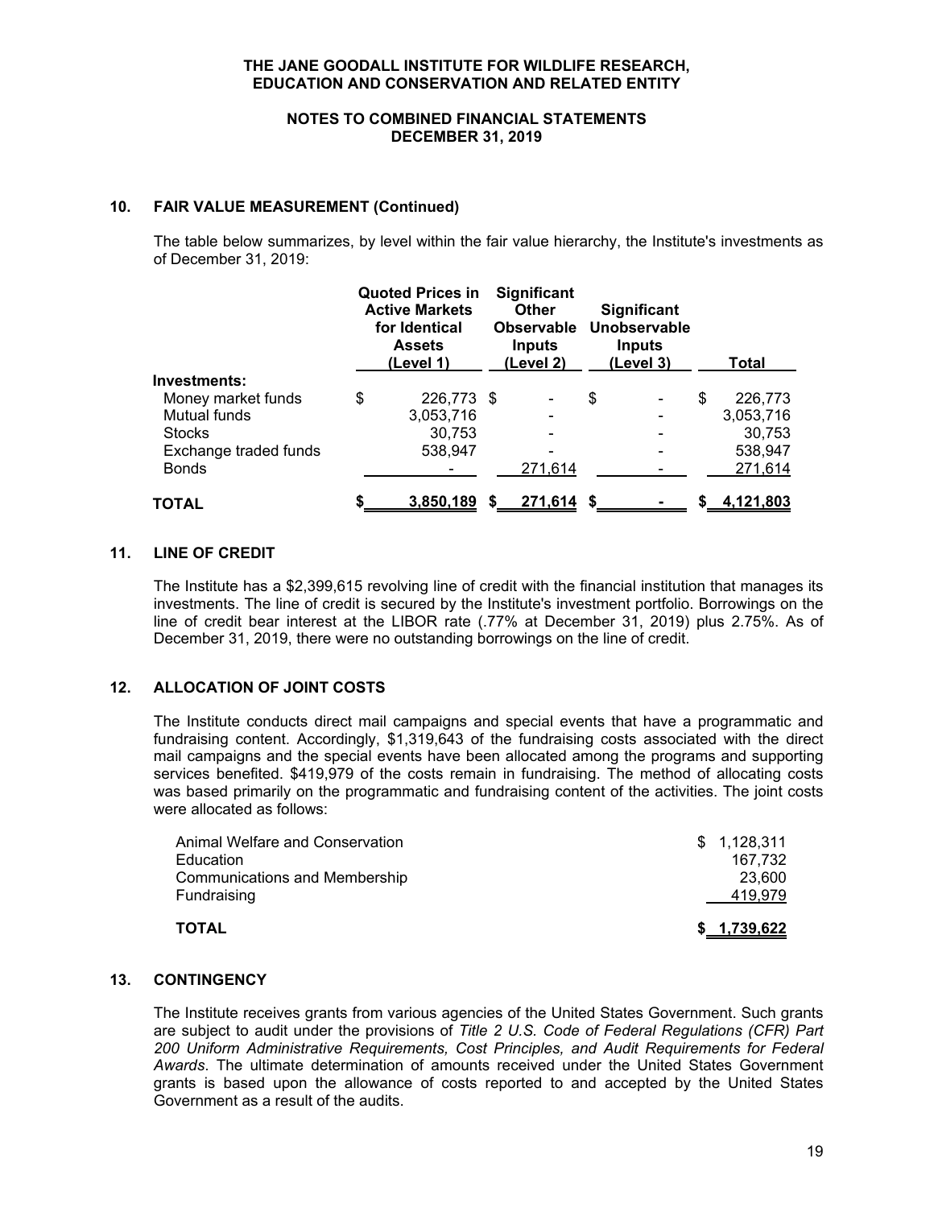**THE JANE GOODALL INSTITUTE FOR WILDLIFE RESEARCH, EDUCATION AND CONSERVATION AND RELATED ENTITY**

**NOTES TO COMBINED FINANCIAL STATEMENTS**
**DECEMBER 31, 2019**

## 10. FAIR VALUE MEASUREMENT (Continued)

The table below summarizes, by level within the fair value hierarchy, the Institute's investments as of December 31, 2019:

| | Quoted Prices in Active Markets for Identical Assets (Level 1) | Significant Other Observable Inputs (Level 2) | Significant Unobservable Inputs (Level 3) | Total |
|---|---|---|---|---|
| **Investments:** | | | | |
| Money market funds | $ 226,773 | $ - | $ - | $ 226,773 |
| Mutual funds | 3,053,716 | - | - | 3,053,716 |
| Stocks | 30,753 | - | - | 30,753 |
| Exchange traded funds | 538,947 | - | - | 538,947 |
| Bonds | - | 271,614 | - | 271,614 |
| **TOTAL** | **$ 3,850,189** | **$ 271,614** | **$ -** | **$ 4,121,803** |

## 11. LINE OF CREDIT

The Institute has a $2,399,615 revolving line of credit with the financial institution that manages its investments. The line of credit is secured by the Institute's investment portfolio. Borrowings on the line of credit bear interest at the LIBOR rate (.77% at December 31, 2019) plus 2.75%. As of December 31, 2019, there were no outstanding borrowings on the line of credit.

## 12. ALLOCATION OF JOINT COSTS

The Institute conducts direct mail campaigns and special events that have a programmatic and fundraising content. Accordingly, $1,319,643 of the fundraising costs associated with the direct mail campaigns and the special events have been allocated among the programs and supporting services benefited. $419,979 of the costs remain in fundraising. The method of allocating costs was based primarily on the programmatic and fundraising content of the activities. The joint costs were allocated as follows:

| | |
|---|---|
| Animal Welfare and Conservation | $ 1,128,311 |
| Education | 167,732 |
| Communications and Membership | 23,600 |
| Fundraising | 419,979 |
| **TOTAL** | **$ 1,739,622** |

## 13. CONTINGENCY

The Institute receives grants from various agencies of the United States Government. Such grants are subject to audit under the provisions of *Title 2 U.S. Code of Federal Regulations (CFR) Part 200 Uniform Administrative Requirements, Cost Principles, and Audit Requirements for Federal Awards*. The ultimate determination of amounts received under the United States Government grants is based upon the allowance of costs reported to and accepted by the United States Government as a result of the audits.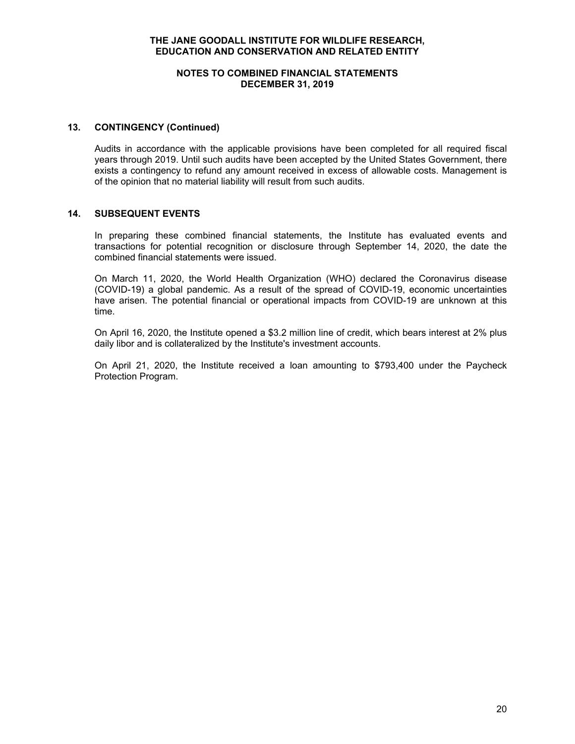## 13. CONTINGENCY (Continued)

Audits in accordance with the applicable provisions have been completed for all required fiscal years through 2019. Until such audits have been accepted by the United States Government, there exists a contingency to refund any amount received in excess of allowable costs. Management is of the opinion that no material liability will result from such audits.

## 14. SUBSEQUENT EVENTS

In preparing these combined financial statements, the Institute has evaluated events and transactions for potential recognition or disclosure through September 14, 2020, the date the combined financial statements were issued.

On March 11, 2020, the World Health Organization (WHO) declared the Coronavirus disease (COVID-19) a global pandemic. As a result of the spread of COVID-19, economic uncertainties have arisen. The potential financial or operational impacts from COVID-19 are unknown at this time.

On April 16, 2020, the Institute opened a $3.2 million line of credit, which bears interest at 2% plus daily libor and is collateralized by the Institute's investment accounts.

On April 21, 2020, the Institute received a loan amounting to $793,400 under the Paycheck Protection Program.